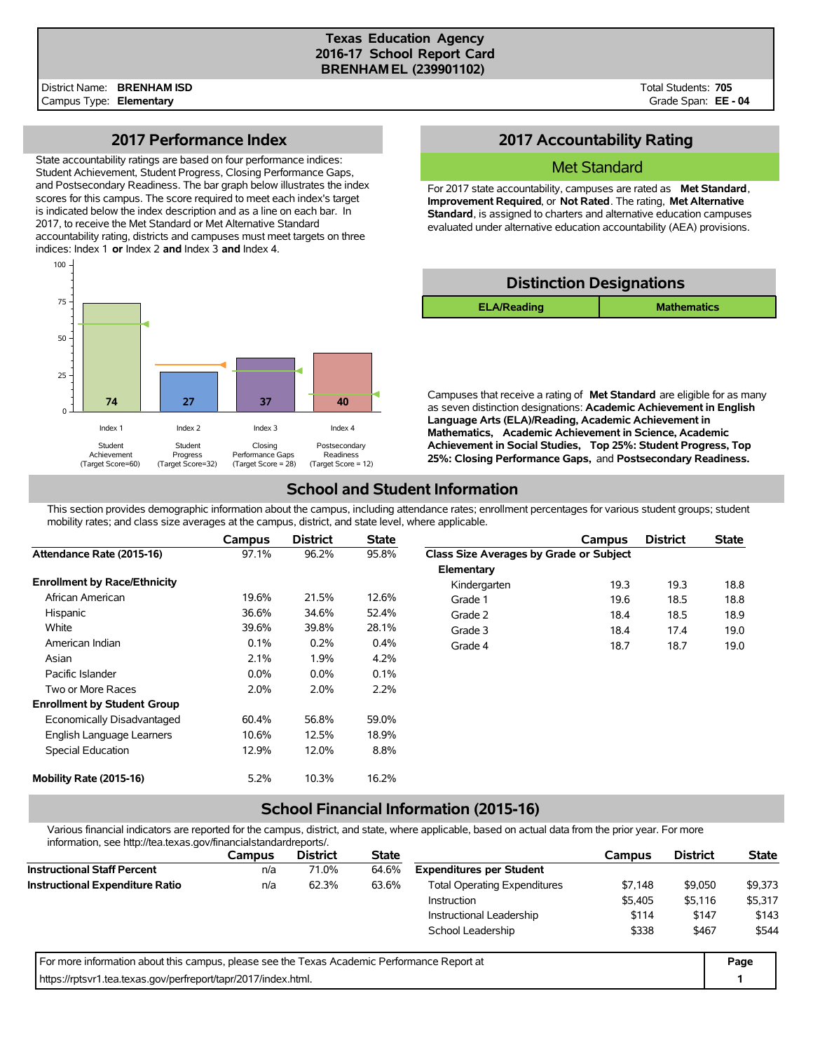# Texas Education Agency
## 2016-17 School Report Card
## BRENHAM EL (239901102)

District Name: **BRENHAM ISD**
Campus Type: **Elementary**

Total Students: **705**
Grade Span: **EE - 04**

## 2017 Performance Index

State accountability ratings are based on four performance indices: Student Achievement, Student Progress, Closing Performance Gaps, and Postsecondary Readiness. The bar graph below illustrates the index scores for this campus. The score required to meet each index's target is indicated below the index description and as a line on each bar. In 2017, to receive the Met Standard or Met Alternative Standard accountability rating, districts and campuses must meet targets on three indices: Index 1 **or** Index 2 **and** Index 3 **and** Index 4.

| Index | Description | Score | Target Score |
|---|---|---|---|
| Index 1 | Student Achievement | 74 | 60 |
| Index 2 | Student Progress | 27 | 32 |
| Index 3 | Closing Performance Gaps | 37 | 28 |
| Index 4 | Postsecondary Readiness | 40 | 12 |

## 2017 Accountability Rating

### Met Standard

For 2017 state accountability, campuses are rated as **Met Standard**, **Improvement Required**, or **Not Rated**. The rating, **Met Alternative Standard**, is assigned to charters and alternative education campuses evaluated under alternative education accountability (AEA) provisions.

## Distinction Designations

| ELA/Reading | Mathematics |
|---|---|

Campuses that receive a rating of **Met Standard** are eligible for as many as seven distinction designations: **Academic Achievement in English Language Arts (ELA)/Reading, Academic Achievement in Mathematics, Academic Achievement in Science, Academic Achievement in Social Studies, Top 25%: Student Progress, Top 25%: Closing Performance Gaps,** and **Postsecondary Readiness.**

## School and Student Information

This section provides demographic information about the campus, including attendance rates; enrollment percentages for various student groups; student mobility rates; and class size averages at the campus, district, and state level, where applicable.

| | Campus | District | State |
|---|---|---|---|
| **Attendance Rate (2015-16)** | 97.1% | 96.2% | 95.8% |
| **Enrollment by Race/Ethnicity** | | | |
| African American | 19.6% | 21.5% | 12.6% |
| Hispanic | 36.6% | 34.6% | 52.4% |
| White | 39.6% | 39.8% | 28.1% |
| American Indian | 0.1% | 0.2% | 0.4% |
| Asian | 2.1% | 1.9% | 4.2% |
| Pacific Islander | 0.0% | 0.0% | 0.1% |
| Two or More Races | 2.0% | 2.0% | 2.2% |
| **Enrollment by Student Group** | | | |
| Economically Disadvantaged | 60.4% | 56.8% | 59.0% |
| English Language Learners | 10.6% | 12.5% | 18.9% |
| Special Education | 12.9% | 12.0% | 8.8% |
| **Mobility Rate (2015-16)** | 5.2% | 10.3% | 16.2% |

| | Campus | District | State |
|---|---|---|---|
| **Class Size Averages by Grade or Subject** | | | |
| **Elementary** | | | |
| Kindergarten | 19.3 | 19.3 | 18.8 |
| Grade 1 | 19.6 | 18.5 | 18.8 |
| Grade 2 | 18.4 | 18.5 | 18.9 |
| Grade 3 | 18.4 | 17.4 | 19.0 |
| Grade 4 | 18.7 | 18.7 | 19.0 |

## School Financial Information (2015-16)

Various financial indicators are reported for the campus, district, and state, where applicable, based on actual data from the prior year. For more information, see http://tea.texas.gov/financialstandardreports/.

| | Campus | District | State |
|---|---|---|---|
| **Instructional Staff Percent** | n/a | 71.0% | 64.6% |
| **Instructional Expenditure Ratio** | n/a | 62.3% | 63.6% |

| | Campus | District | State |
|---|---|---|---|
| **Expenditures per Student** | | | |
| Total Operating Expenditures | $7,148 | $9,050 | $9,373 |
| Instruction | $5,405 | $5,116 | $5,317 |
| Instructional Leadership | $114 | $147 | $143 |
| School Leadership | $338 | $467 | $544 |

For more information about this campus, please see the Texas Academic Performance Report at https://rptsvr1.tea.texas.gov/perfreport/tapr/2017/index.html.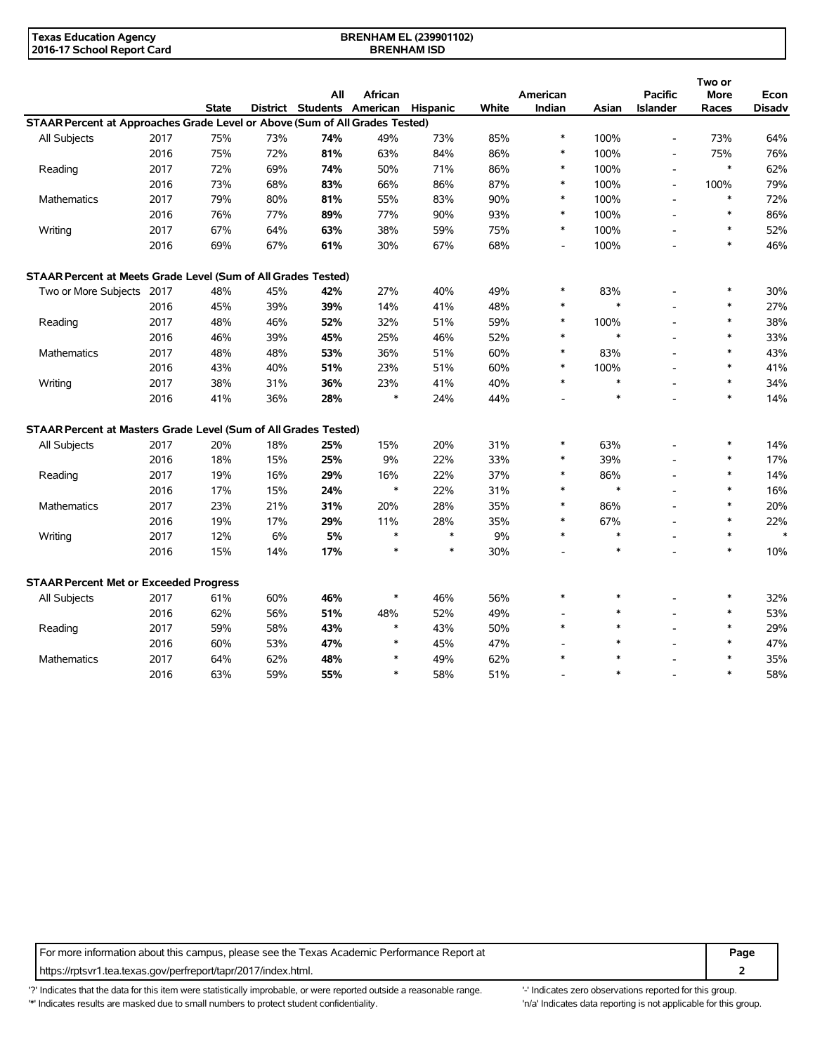| Texas Education Agency<br>2016-17 School Report Card | BRENHAM EL (239901102)<br>BRENHAM ISD |
|---|---|

| | | State | District | All Students | African American | Hispanic | White | American Indian | Asian | Pacific Islander | Two or More Races | Econ Disadv |
|---|---|---|---|---|---|---|---|---|---|---|---|---|
| **STAAR Percent at Approaches Grade Level or Above (Sum of All Grades Tested)** | | | | | | | | | | | | |
| All Subjects | 2017 | 75% | 73% | **74%** | 49% | 73% | 85% | * | 100% | - | 73% | 64% |
| | 2016 | 75% | 72% | **81%** | 63% | 84% | 86% | * | 100% | - | 75% | 76% |
| Reading | 2017 | 72% | 69% | **74%** | 50% | 71% | 86% | * | 100% | - | * | 62% |
| | 2016 | 73% | 68% | **83%** | 66% | 86% | 87% | * | 100% | - | 100% | 79% |
| Mathematics | 2017 | 79% | 80% | **81%** | 55% | 83% | 90% | * | 100% | - | * | 72% |
| | 2016 | 76% | 77% | **89%** | 77% | 90% | 93% | * | 100% | - | * | 86% |
| Writing | 2017 | 67% | 64% | **63%** | 38% | 59% | 75% | * | 100% | - | * | 52% |
| | 2016 | 69% | 67% | **61%** | 30% | 67% | 68% | - | 100% | - | * | 46% |
| **STAAR Percent at Meets Grade Level (Sum of All Grades Tested)** | | | | | | | | | | | | |
| Two or More Subjects | 2017 | 48% | 45% | **42%** | 27% | 40% | 49% | * | 83% | - | * | 30% |
| | 2016 | 45% | 39% | **39%** | 14% | 41% | 48% | * | * | - | * | 27% |
| Reading | 2017 | 48% | 46% | **52%** | 32% | 51% | 59% | * | 100% | - | * | 38% |
| | 2016 | 46% | 39% | **45%** | 25% | 46% | 52% | * | * | - | * | 33% |
| Mathematics | 2017 | 48% | 48% | **53%** | 36% | 51% | 60% | * | 83% | - | * | 43% |
| | 2016 | 43% | 40% | **51%** | 23% | 51% | 60% | * | 100% | - | * | 41% |
| Writing | 2017 | 38% | 31% | **36%** | 23% | 41% | 40% | * | * | - | * | 34% |
| | 2016 | 41% | 36% | **28%** | * | 24% | 44% | - | * | - | * | 14% |
| **STAAR Percent at Masters Grade Level (Sum of All Grades Tested)** | | | | | | | | | | | | |
| All Subjects | 2017 | 20% | 18% | **25%** | 15% | 20% | 31% | * | 63% | - | * | 14% |
| | 2016 | 18% | 15% | **25%** | 9% | 22% | 33% | * | 39% | - | * | 17% |
| Reading | 2017 | 19% | 16% | **29%** | 16% | 22% | 37% | * | 86% | - | * | 14% |
| | 2016 | 17% | 15% | **24%** | * | 22% | 31% | * | * | - | * | 16% |
| Mathematics | 2017 | 23% | 21% | **31%** | 20% | 28% | 35% | * | 86% | - | * | 20% |
| | 2016 | 19% | 17% | **29%** | 11% | 28% | 35% | * | 67% | - | * | 22% |
| Writing | 2017 | 12% | 6% | **5%** | * | * | 9% | * | * | - | * | * |
| | 2016 | 15% | 14% | **17%** | * | * | 30% | - | * | - | * | 10% |
| **STAAR Percent Met or Exceeded Progress** | | | | | | | | | | | | |
| All Subjects | 2017 | 61% | 60% | **46%** | * | 46% | 56% | * | * | - | * | 32% |
| | 2016 | 62% | 56% | **51%** | 48% | 52% | 49% | - | * | - | * | 53% |
| Reading | 2017 | 59% | 58% | **43%** | * | 43% | 50% | * | * | - | * | 29% |
| | 2016 | 60% | 53% | **47%** | * | 45% | 47% | - | * | - | * | 47% |
| Mathematics | 2017 | 64% | 62% | **48%** | * | 49% | 62% | * | * | - | * | 35% |
| | 2016 | 63% | 59% | **55%** | * | 58% | 51% | - | * | - | * | 58% |

For more information about this campus, please see the Texas Academic Performance Report at https://rptsvr1.tea.texas.gov/perfreport/tapr/2017/index.html.

'?' Indicates that the data for this item were statistically improbable, or were reported outside a reasonable range.
'*' Indicates results are masked due to small numbers to protect student confidentiality.
'-' Indicates zero observations reported for this group.
'n/a' Indicates data reporting is not applicable for this group.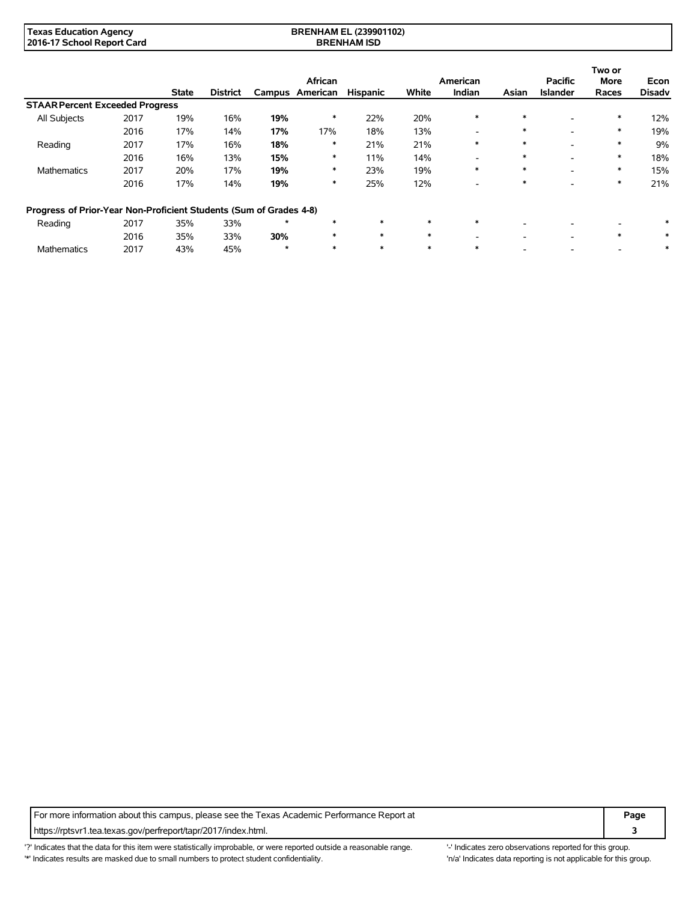| | | State | District | Campus | African American | Hispanic | White | American Indian | Asian | Pacific Islander | Two or More Races | Econ Disadv |
|---|---|---|---|---|---|---|---|---|---|---|---|---|
| **STAAR Percent Exceeded Progress** | | | | | | | | | | | | |
| All Subjects | 2017 | 19% | 16% | **19%** | * | 22% | 20% | * | * | - | * | 12% |
| | 2016 | 17% | 14% | **17%** | 17% | 18% | 13% | - | * | - | * | 19% |
| Reading | 2017 | 17% | 16% | **18%** | * | 21% | 21% | * | * | - | * | 9% |
| | 2016 | 16% | 13% | **15%** | * | 11% | 14% | - | * | - | * | 18% |
| Mathematics | 2017 | 20% | 17% | **19%** | * | 23% | 19% | * | * | - | * | 15% |
| | 2016 | 17% | 14% | **19%** | * | 25% | 12% | - | * | - | * | 21% |
| **Progress of Prior-Year Non-Proficient Students (Sum of Grades 4-8)** | | | | | | | | | | | | |
| Reading | 2017 | 35% | 33% | * | * | * | * | * | - | - | - | * |
| | 2016 | 35% | 33% | **30%** | * | * | * | - | - | - | * | * |
| Mathematics | 2017 | 43% | 45% | * | * | * | * | * | - | - | - | * |

'?' Indicates that the data for this item were statistically improbable, or were reported outside a reasonable range.
'*' Indicates results are masked due to small numbers to protect student confidentiality.
'-' Indicates zero observations reported for this group.
'n/a' Indicates data reporting is not applicable for this group.